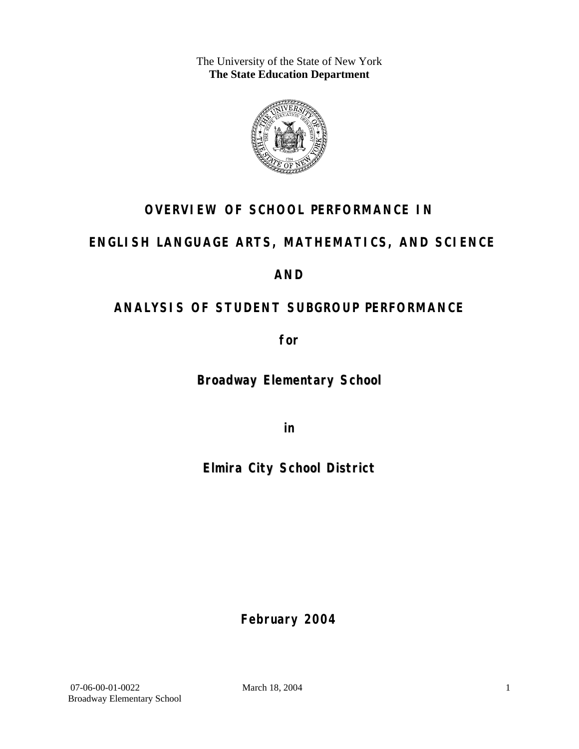The University of the State of New York
**The State Education Department**

# OVERVIEW OF SCHOOL PERFORMANCE IN

# ENGLISH LANGUAGE ARTS, MATHEMATICS, AND SCIENCE

# AND

# ANALYSIS OF STUDENT SUBGROUP PERFORMANCE

**for**

## Broadway Elementary School

**in**

## Elmira City School District

**February 2004**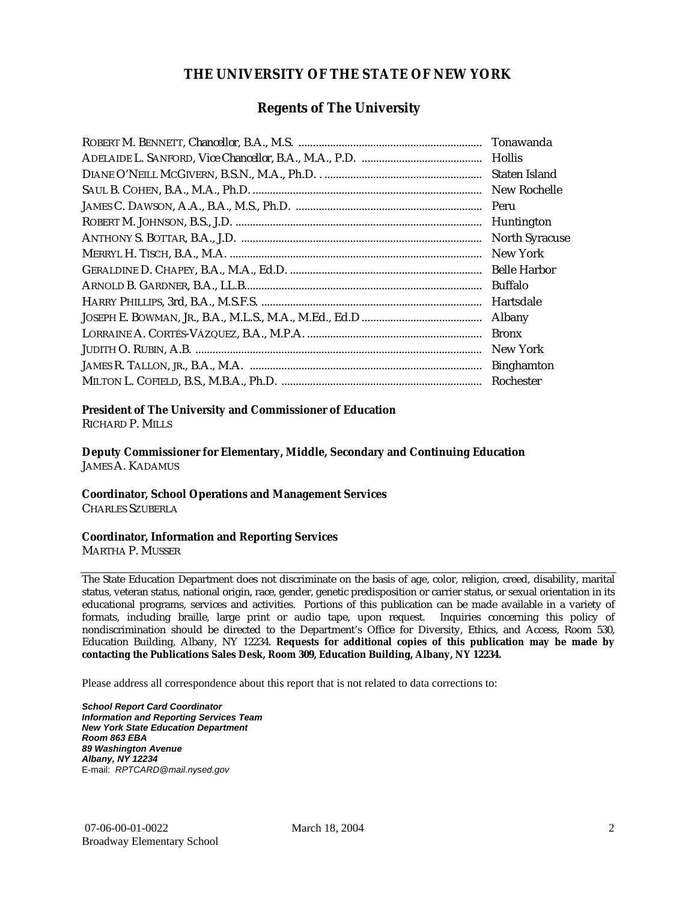# THE UNIVERSITY OF THE STATE OF NEW YORK

## Regents of The University

| | |
|---|---|
| ROBERT M. BENNETT, *Chancellor*, B.A., M.S. | Tonawanda |
| ADELAIDE L. SANFORD, *Vice Chancellor*, B.A., M.A., P.D. | Hollis |
| DIANE O'NEILL MCGIVERN, B.S.N., M.A., Ph.D. | Staten Island |
| SAUL B. COHEN, B.A., M.A., Ph.D. | New Rochelle |
| JAMES C. DAWSON, A.A., B.A., M.S., Ph.D. | Peru |
| ROBERT M. JOHNSON, B.S., J.D. | Huntington |
| ANTHONY S. BOTTAR, B.A., J.D. | North Syracuse |
| MERRYL H. TISCH, B.A., M.A. | New York |
| GERALDINE D. CHAPEY, B.A., M.A., Ed.D. | Belle Harbor |
| ARNOLD B. GARDNER, B.A., LL.B. | Buffalo |
| HARRY PHILLIPS, 3rd, B.A., M.S.F.S. | Hartsdale |
| JOSEPH E. BOWMAN, JR., B.A., M.L.S., M.A., M.Ed., Ed.D | Albany |
| LORRAINE A. CORTÉS-VÁZQUEZ, B.A., M.P.A. | Bronx |
| JUDITH O. RUBIN, A.B. | New York |
| JAMES R. TALLON, JR., B.A., M.A. | Binghamton |
| MILTON L. COFIELD, B.S., M.B.A., Ph.D. | Rochester |

**President of The University and Commissioner of Education**
RICHARD P. MILLS

**Deputy Commissioner for Elementary, Middle, Secondary and Continuing Education**
JAMES A. KADAMUS

**Coordinator, School Operations and Management Services**
CHARLES SZUBERLA

**Coordinator, Information and Reporting Services**
MARTHA P. MUSSER

---

The State Education Department does not discriminate on the basis of age, color, religion, creed, disability, marital status, veteran status, national origin, race, gender, genetic predisposition or carrier status, or sexual orientation in its educational programs, services and activities. Portions of this publication can be made available in a variety of formats, including braille, large print or audio tape, upon request. Inquiries concerning this policy of nondiscrimination should be directed to the Department's Office for Diversity, Ethics, and Access, Room 530, Education Building, Albany, NY 12234. **Requests for additional copies of this publication may be made by contacting the Publications Sales Desk, Room 309, Education Building, Albany, NY 12234.**

Please address all correspondence about this report that is not related to data corrections to:

***School Report Card Coordinator***
***Information and Reporting Services Team***
***New York State Education Department***
***Room 863 EBA***
***89 Washington Avenue***
***Albany, NY 12234***
E-mail: *RPTCARD@mail.nysed.gov*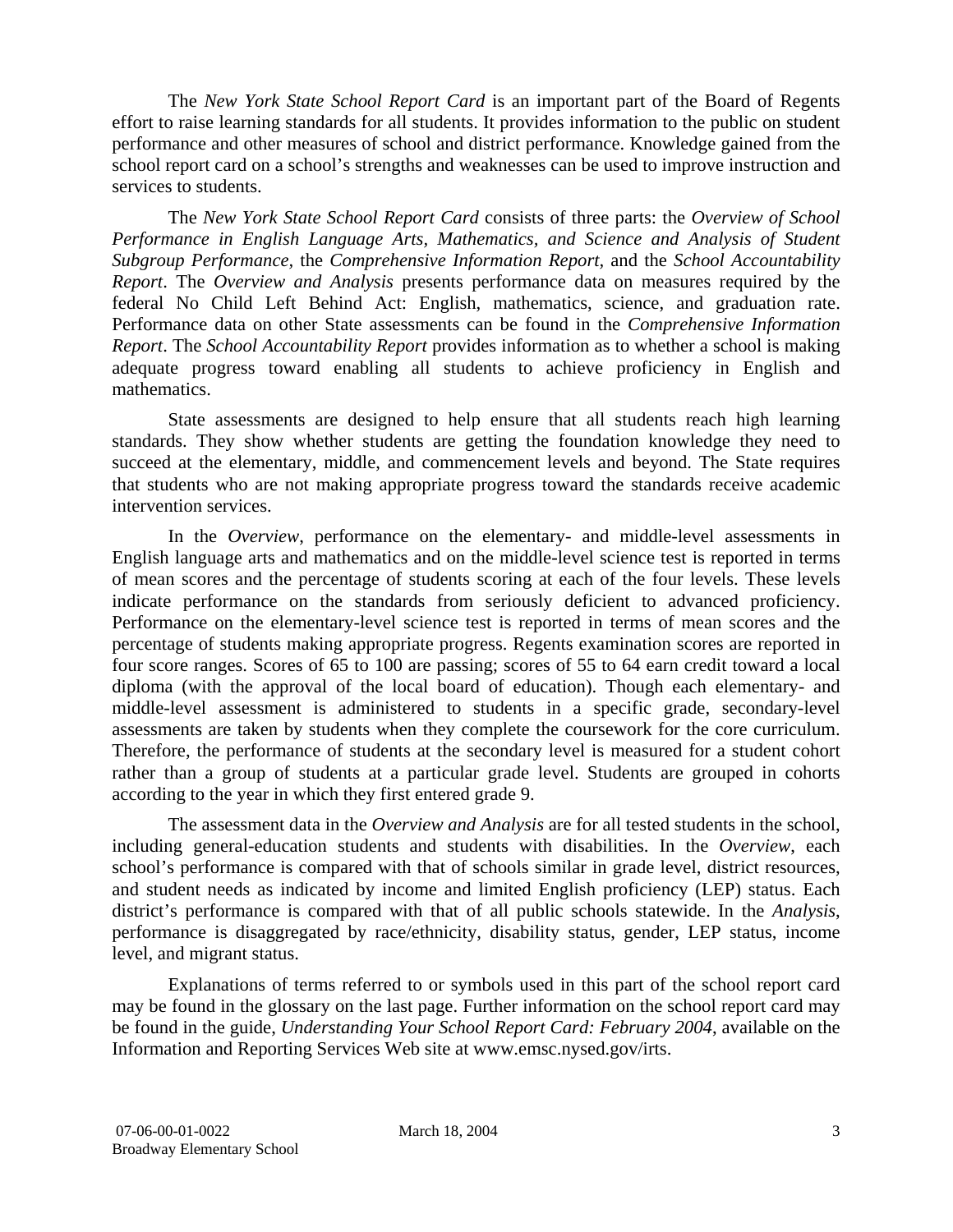The *New York State School Report Card* is an important part of the Board of Regents effort to raise learning standards for all students. It provides information to the public on student performance and other measures of school and district performance. Knowledge gained from the school report card on a school's strengths and weaknesses can be used to improve instruction and services to students.

The *New York State School Report Card* consists of three parts: the *Overview of School Performance in English Language Arts, Mathematics, and Science and Analysis of Student Subgroup Performance,* the *Comprehensive Information Report,* and the *School Accountability Report*. The *Overview and Analysis* presents performance data on measures required by the federal No Child Left Behind Act: English, mathematics, science, and graduation rate. Performance data on other State assessments can be found in the *Comprehensive Information Report*. The *School Accountability Report* provides information as to whether a school is making adequate progress toward enabling all students to achieve proficiency in English and mathematics.

State assessments are designed to help ensure that all students reach high learning standards. They show whether students are getting the foundation knowledge they need to succeed at the elementary, middle, and commencement levels and beyond. The State requires that students who are not making appropriate progress toward the standards receive academic intervention services.

In the *Overview*, performance on the elementary- and middle-level assessments in English language arts and mathematics and on the middle-level science test is reported in terms of mean scores and the percentage of students scoring at each of the four levels. These levels indicate performance on the standards from seriously deficient to advanced proficiency. Performance on the elementary-level science test is reported in terms of mean scores and the percentage of students making appropriate progress. Regents examination scores are reported in four score ranges. Scores of 65 to 100 are passing; scores of 55 to 64 earn credit toward a local diploma (with the approval of the local board of education). Though each elementary- and middle-level assessment is administered to students in a specific grade, secondary-level assessments are taken by students when they complete the coursework for the core curriculum. Therefore, the performance of students at the secondary level is measured for a student cohort rather than a group of students at a particular grade level. Students are grouped in cohorts according to the year in which they first entered grade 9.

The assessment data in the *Overview and Analysis* are for all tested students in the school, including general-education students and students with disabilities. In the *Overview*, each school's performance is compared with that of schools similar in grade level, district resources, and student needs as indicated by income and limited English proficiency (LEP) status. Each district's performance is compared with that of all public schools statewide. In the *Analysis*, performance is disaggregated by race/ethnicity, disability status, gender, LEP status, income level, and migrant status.

Explanations of terms referred to or symbols used in this part of the school report card may be found in the glossary on the last page. Further information on the school report card may be found in the guide, *Understanding Your School Report Card: February 2004*, available on the Information and Reporting Services Web site at www.emsc.nysed.gov/irts.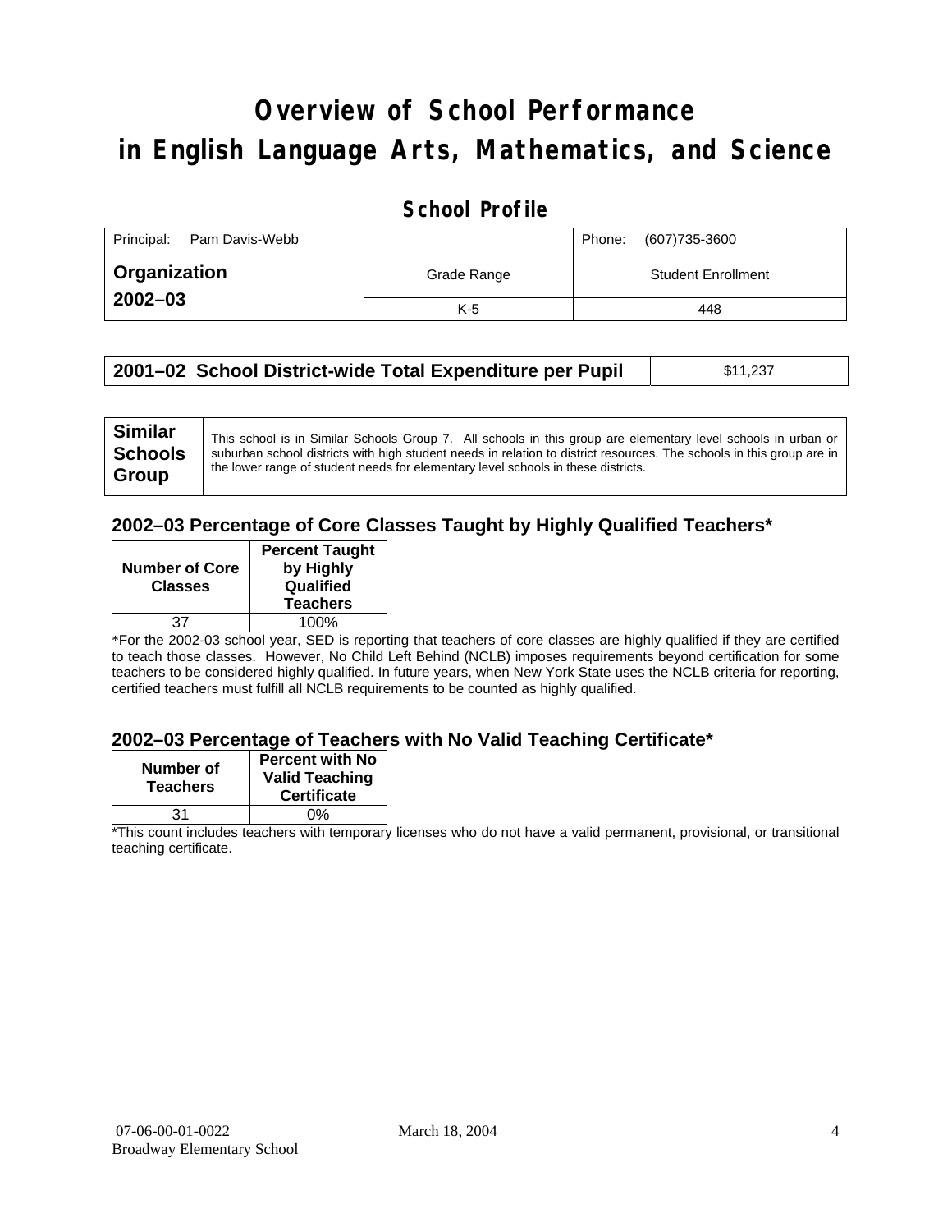# Overview of School Performance in English Language Arts, Mathematics, and Science

## School Profile

| Principal: Pam Davis-Webb | | Phone: (607)735-3600 |
|---|---|---|
| **Organization 2002–03** | Grade Range | Student Enrollment |
| | K-5 | 448 |

| **2001–02 School District-wide Total Expenditure per Pupil** | $11,237 |
|---|---|

| **Similar Schools Group** | This school is in Similar Schools Group 7. All schools in this group are elementary level schools in urban or suburban school districts with high student needs in relation to district resources. The schools in this group are in the lower range of student needs for elementary level schools in these districts. |
|---|---|

### 2002–03 Percentage of Core Classes Taught by Highly Qualified Teachers*

| Number of Core Classes | Percent Taught by Highly Qualified Teachers |
|---|---|
| 37 | 100% |

*For the 2002-03 school year, SED is reporting that teachers of core classes are highly qualified if they are certified to teach those classes. However, No Child Left Behind (NCLB) imposes requirements beyond certification for some teachers to be considered highly qualified. In future years, when New York State uses the NCLB criteria for reporting, certified teachers must fulfill all NCLB requirements to be counted as highly qualified.

### 2002–03 Percentage of Teachers with No Valid Teaching Certificate*

| Number of Teachers | Percent with No Valid Teaching Certificate |
|---|---|
| 31 | 0% |

*This count includes teachers with temporary licenses who do not have a valid permanent, provisional, or transitional teaching certificate.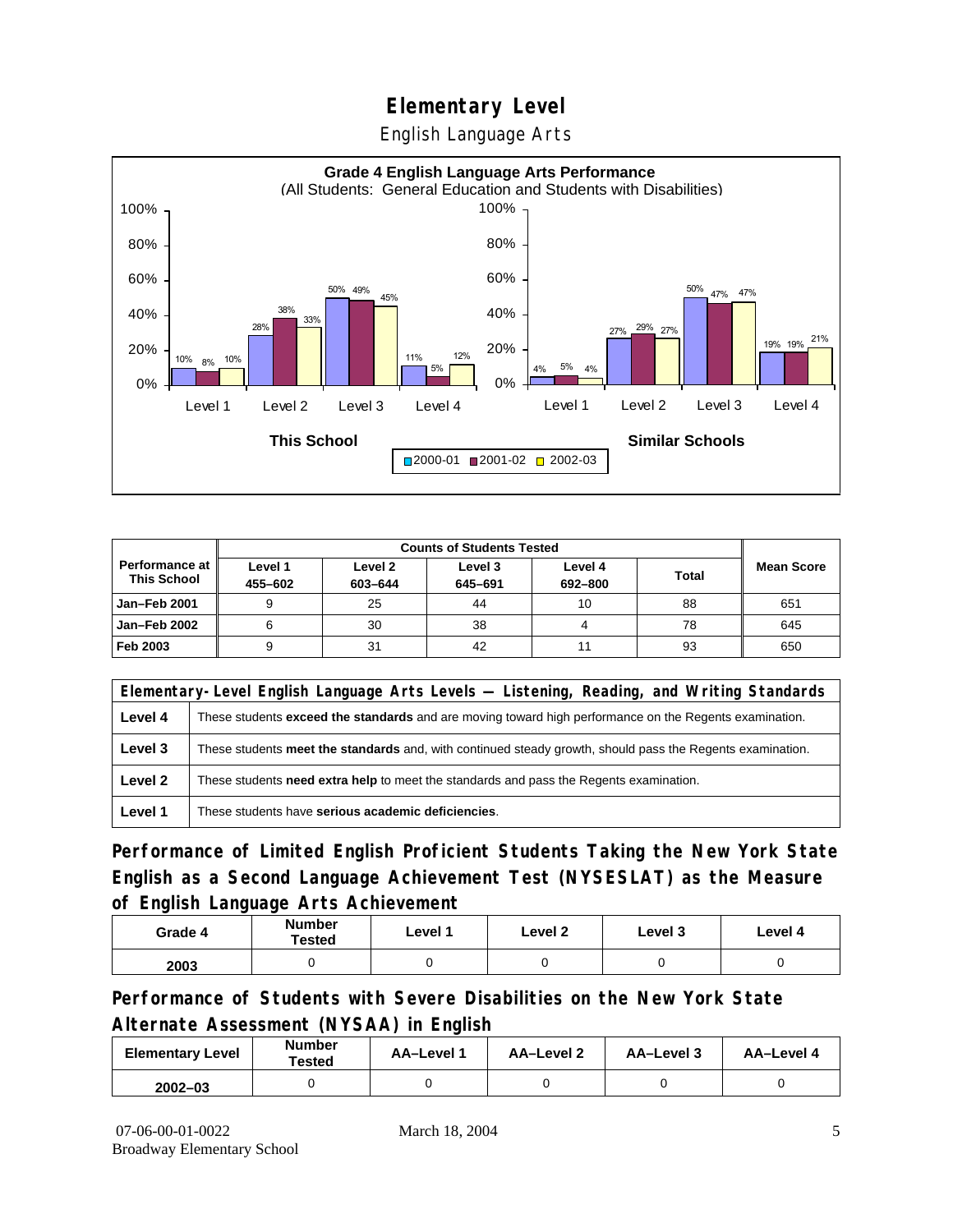# Elementary Level

English Language Arts

**Grade 4 English Language Arts Performance**
(All Students: General Education and Students with Disabilities)

| | This School 2000-01 | This School 2001-02 | This School 2002-03 | Similar Schools 2000-01 | Similar Schools 2001-02 | Similar Schools 2002-03 |
|---|---|---|---|---|---|---|
| Level 1 | 10% | 8% | 10% | 4% | 5% | 4% |
| Level 2 | 28% | 38% | 33% | 27% | 29% | 27% |
| Level 3 | 50% | 49% | 45% | 50% | 47% | 47% |
| Level 4 | 11% | 5% | 12% | 19% | 19% | 21% |

| Performance at This School | Counts of Students Tested | | | | | Mean Score |
|---|---|---|---|---|---|---|
| | Level 1 455–602 | Level 2 603–644 | Level 3 645–691 | Level 4 692–800 | Total | |
| Jan–Feb 2001 | 9 | 25 | 44 | 10 | 88 | 651 |
| Jan–Feb 2002 | 6 | 30 | 38 | 4 | 78 | 645 |
| Feb 2003 | 9 | 31 | 42 | 11 | 93 | 650 |

| Elementary-Level English Language Arts Levels — Listening, Reading, and Writing Standards | |
|---|---|
| Level 4 | These students **exceed the standards** and are moving toward high performance on the Regents examination. |
| Level 3 | These students **meet the standards** and, with continued steady growth, should pass the Regents examination. |
| Level 2 | These students **need extra help** to meet the standards and pass the Regents examination. |
| Level 1 | These students have **serious academic deficiencies**. |

## Performance of Limited English Proficient Students Taking the New York State English as a Second Language Achievement Test (NYSESLAT) as the Measure of English Language Arts Achievement

| Grade 4 | Number Tested | Level 1 | Level 2 | Level 3 | Level 4 |
|---|---|---|---|---|---|
| 2003 | 0 | 0 | 0 | 0 | 0 |

## Performance of Students with Severe Disabilities on the New York State Alternate Assessment (NYSAA) in English

| Elementary Level | Number Tested | AA–Level 1 | AA–Level 2 | AA–Level 3 | AA–Level 4 |
|---|---|---|---|---|---|
| 2002–03 | 0 | 0 | 0 | 0 | 0 |

07-06-00-01-0022 Broadway Elementary School — March 18, 2004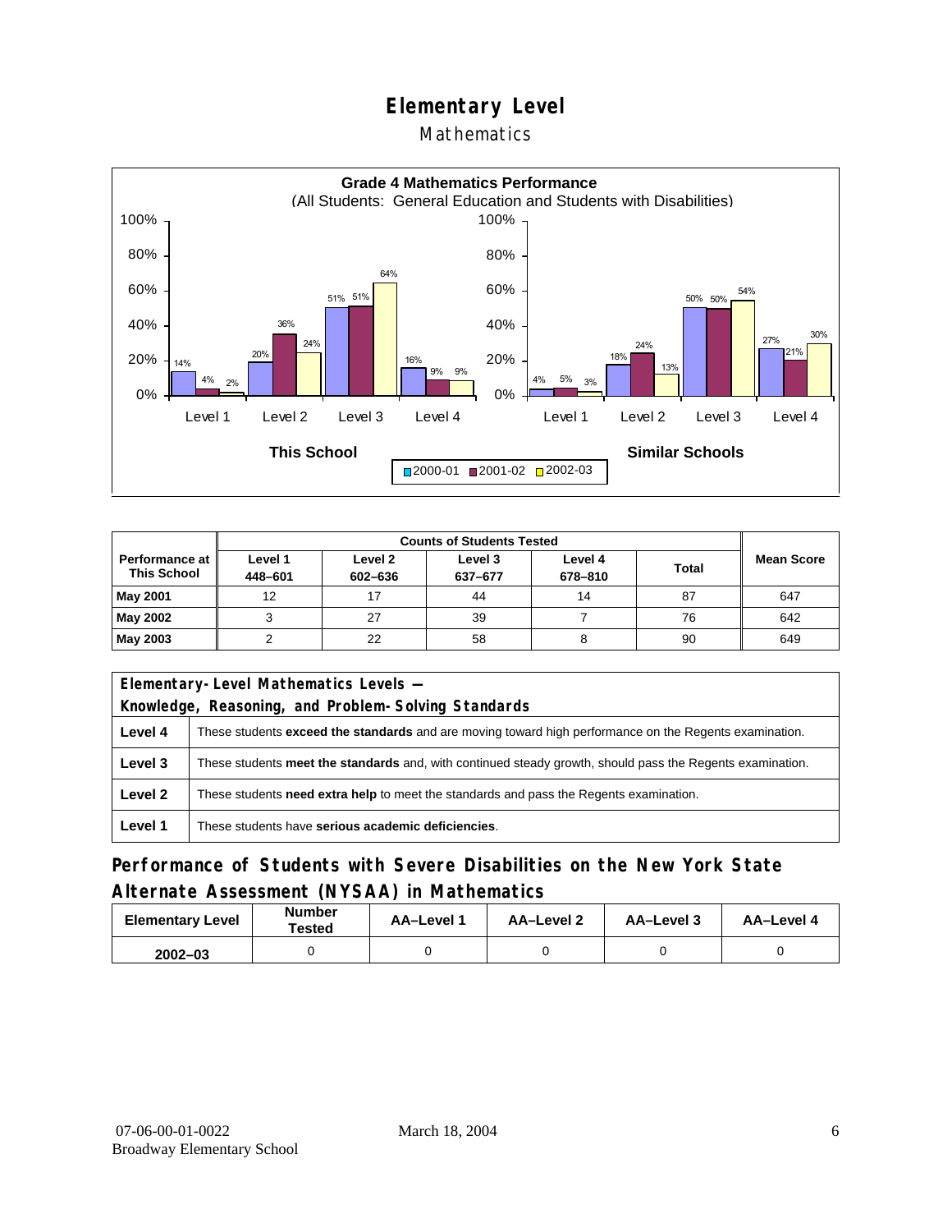# Elementary Level

## Mathematics

**Grade 4 Mathematics Performance**
(All Students: General Education and Students with Disabilities)

| | This School 2000-01 | This School 2001-02 | This School 2002-03 | Similar Schools 2000-01 | Similar Schools 2001-02 | Similar Schools 2002-03 |
|---|---|---|---|---|---|---|
| Level 1 | 14% | 4% | 2% | 4% | 5% | 3% |
| Level 2 | 20% | 36% | 24% | 18% | 24% | 13% |
| Level 3 | 51% | 51% | 64% | 50% | 50% | 54% |
| Level 4 | 16% | 9% | 9% | 27% | 21% | 30% |

| Performance at This School | Counts of Students Tested | | | | | Mean Score |
|---|---|---|---|---|---|---|
| | Level 1 448–601 | Level 2 602–636 | Level 3 637–677 | Level 4 678–810 | Total | |
| **May 2001** | 12 | 17 | 44 | 14 | 87 | 647 |
| **May 2002** | 3 | 27 | 39 | 7 | 76 | 642 |
| **May 2003** | 2 | 22 | 58 | 8 | 90 | 649 |

| Elementary-Level Mathematics Levels — Knowledge, Reasoning, and Problem-Solving Standards | |
|---|---|
| **Level 4** | These students **exceed the standards** and are moving toward high performance on the Regents examination. |
| **Level 3** | These students **meet the standards** and, with continued steady growth, should pass the Regents examination. |
| **Level 2** | These students **need extra help** to meet the standards and pass the Regents examination. |
| **Level 1** | These students have **serious academic deficiencies**. |

## Performance of Students with Severe Disabilities on the New York State Alternate Assessment (NYSAA) in Mathematics

| Elementary Level | Number Tested | AA–Level 1 | AA–Level 2 | AA–Level 3 | AA–Level 4 |
|---|---|---|---|---|---|
| 2002–03 | 0 | 0 | 0 | 0 | 0 |

07-06-00-01-0022
Broadway Elementary School

March 18, 2004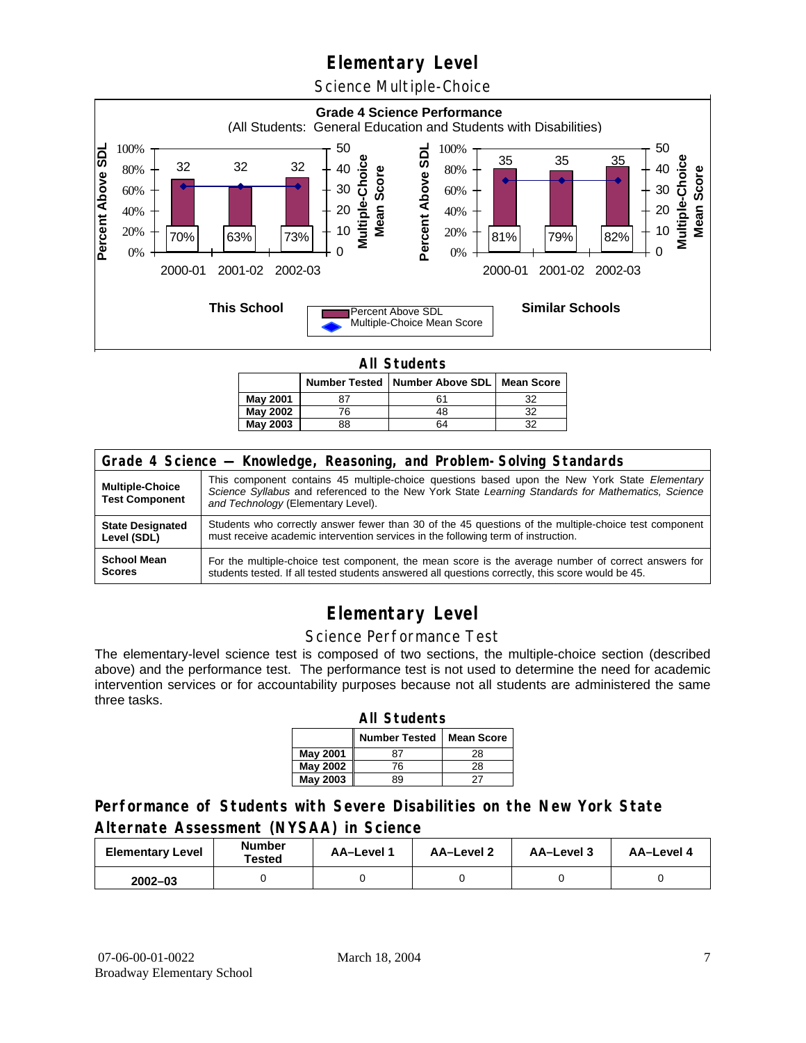# Elementary Level

## Science Multiple-Choice

**Grade 4 Science Performance**
(All Students: General Education and Students with Disabilities)

| | This School | | | Similar Schools | | |
|---|---|---|---|---|---|---|
| | 2000-01 | 2001-02 | 2002-03 | 2000-01 | 2001-02 | 2002-03 |
| Percent Above SDL | 70% | 63% | 73% | 81% | 79% | 82% |
| Multiple-Choice Mean Score | 32 | 32 | 32 | 35 | 35 | 35 |

### All Students

| | Number Tested | Number Above SDL | Mean Score |
|---|---|---|---|
| **May 2001** | 87 | 61 | 32 |
| **May 2002** | 76 | 48 | 32 |
| **May 2003** | 88 | 64 | 32 |

| Grade 4 Science — Knowledge, Reasoning, and Problem-Solving Standards | |
|---|---|
| **Multiple-Choice Test Component** | This component contains 45 multiple-choice questions based upon the New York State *Elementary Science Syllabus* and referenced to the New York State *Learning Standards for Mathematics, Science and Technology* (Elementary Level). |
| **State Designated Level (SDL)** | Students who correctly answer fewer than 30 of the 45 questions of the multiple-choice test component must receive academic intervention services in the following term of instruction. |
| **School Mean Scores** | For the multiple-choice test component, the mean score is the average number of correct answers for students tested. If all tested students answered all questions correctly, this score would be 45. |

# Elementary Level

## Science Performance Test

The elementary-level science test is composed of two sections, the multiple-choice section (described above) and the performance test. The performance test is not used to determine the need for academic intervention services or for accountability purposes because not all students are administered the same three tasks.

### All Students

| | Number Tested | Mean Score |
|---|---|---|
| **May 2001** | 87 | 28 |
| **May 2002** | 76 | 28 |
| **May 2003** | 89 | 27 |

## Performance of Students with Severe Disabilities on the New York State Alternate Assessment (NYSAA) in Science

| Elementary Level | Number Tested | AA–Level 1 | AA–Level 2 | AA–Level 3 | AA–Level 4 |
|---|---|---|---|---|---|
| **2002–03** | 0 | 0 | 0 | 0 | 0 |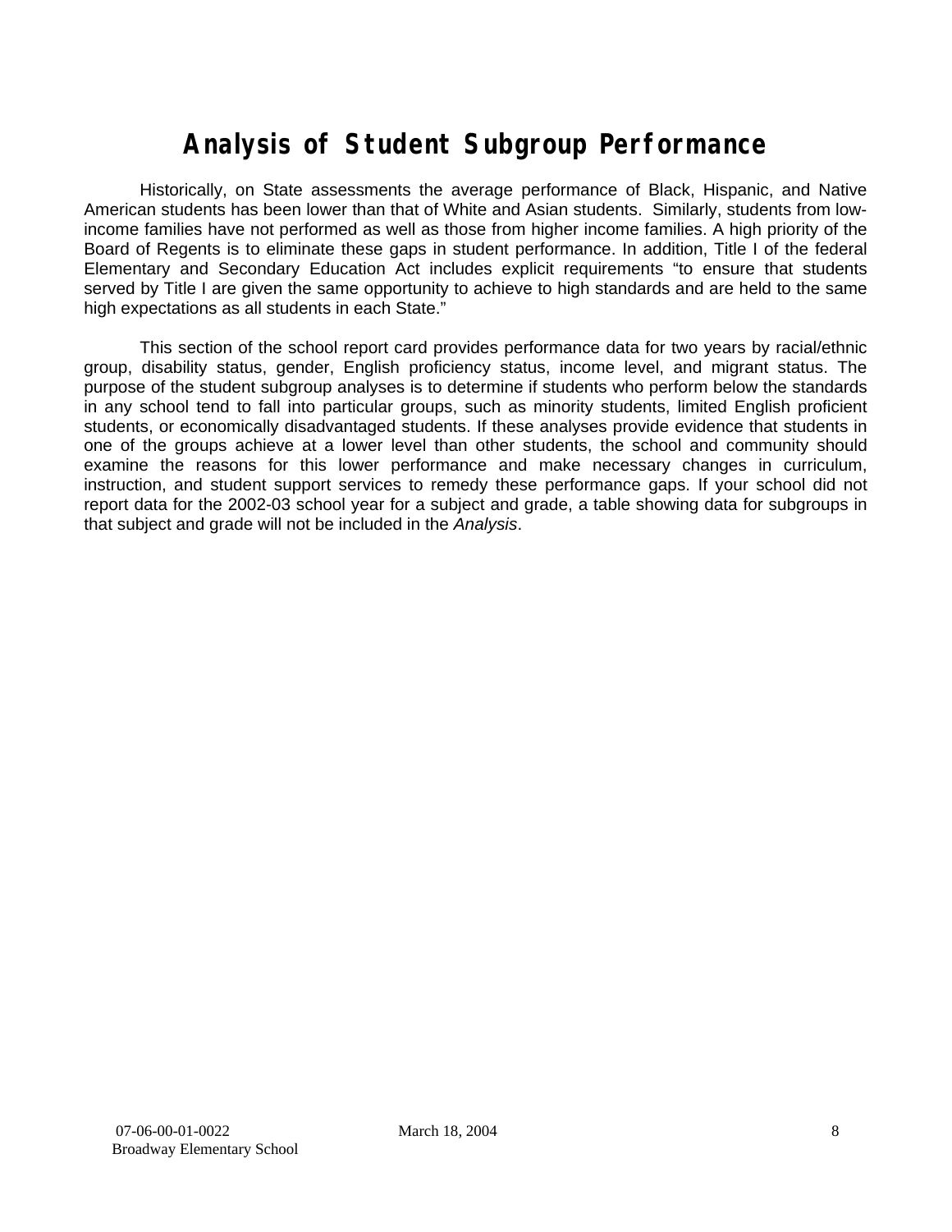# Analysis of Student Subgroup Performance

Historically, on State assessments the average performance of Black, Hispanic, and Native American students has been lower than that of White and Asian students. Similarly, students from low-income families have not performed as well as those from higher income families. A high priority of the Board of Regents is to eliminate these gaps in student performance. In addition, Title I of the federal Elementary and Secondary Education Act includes explicit requirements "to ensure that students served by Title I are given the same opportunity to achieve to high standards and are held to the same high expectations as all students in each State."

This section of the school report card provides performance data for two years by racial/ethnic group, disability status, gender, English proficiency status, income level, and migrant status. The purpose of the student subgroup analyses is to determine if students who perform below the standards in any school tend to fall into particular groups, such as minority students, limited English proficient students, or economically disadvantaged students. If these analyses provide evidence that students in one of the groups achieve at a lower level than other students, the school and community should examine the reasons for this lower performance and make necessary changes in curriculum, instruction, and student support services to remedy these performance gaps. If your school did not report data for the 2002-03 school year for a subject and grade, a table showing data for subgroups in that subject and grade will not be included in the *Analysis*.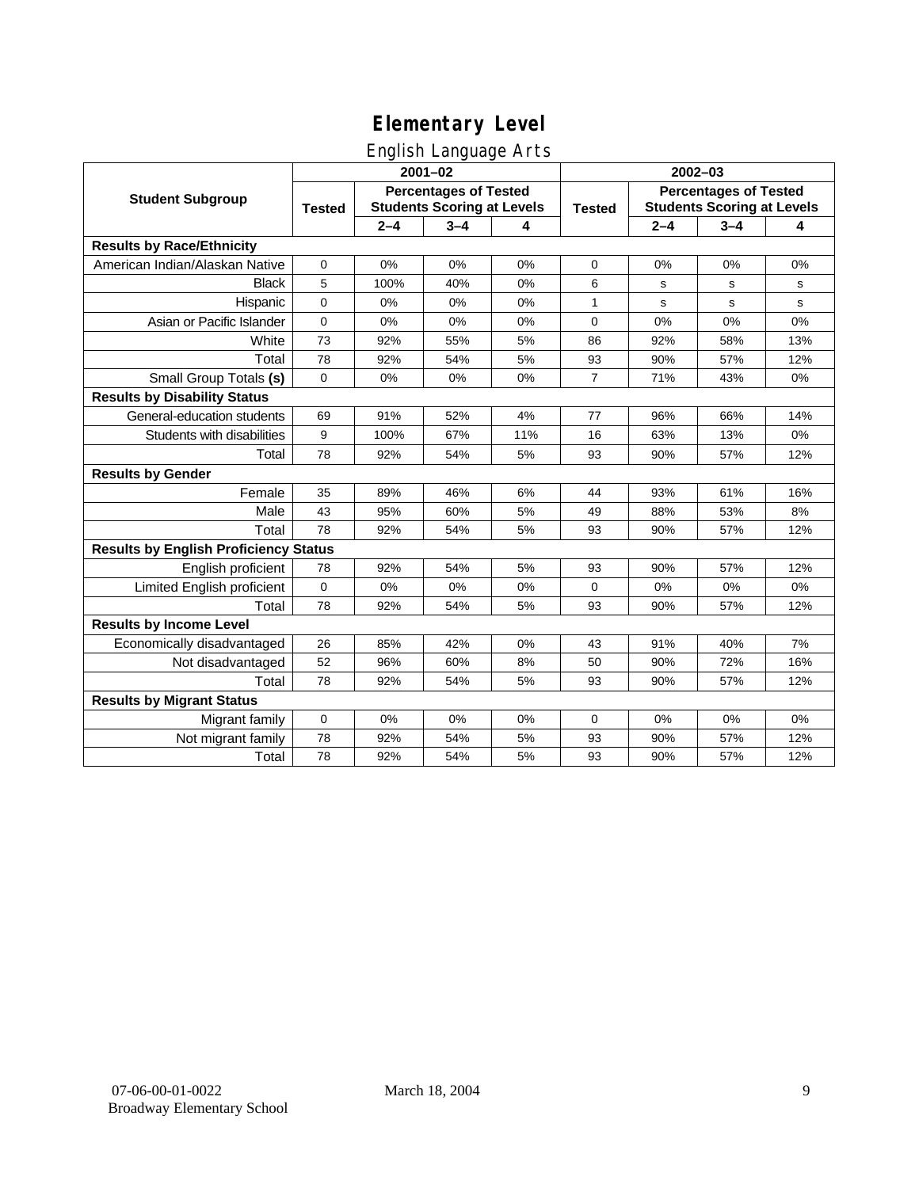# Elementary Level

## English Language Arts

| Student Subgroup | 2001–02 | | | | 2002–03 | | | |
|---|---|---|---|---|---|---|---|---|
| | Tested | Percentages of Tested Students Scoring at Levels | | | Tested | Percentages of Tested Students Scoring at Levels | | |
| | | 2–4 | 3–4 | 4 | | 2–4 | 3–4 | 4 |
| **Results by Race/Ethnicity** | | | | | | | | |
| American Indian/Alaskan Native | 0 | 0% | 0% | 0% | 0 | 0% | 0% | 0% |
| Black | 5 | 100% | 40% | 0% | 6 | s | s | s |
| Hispanic | 0 | 0% | 0% | 0% | 1 | s | s | s |
| Asian or Pacific Islander | 0 | 0% | 0% | 0% | 0 | 0% | 0% | 0% |
| White | 73 | 92% | 55% | 5% | 86 | 92% | 58% | 13% |
| Total | 78 | 92% | 54% | 5% | 93 | 90% | 57% | 12% |
| Small Group Totals **(s)** | 0 | 0% | 0% | 0% | 7 | 71% | 43% | 0% |
| **Results by Disability Status** | | | | | | | | |
| General-education students | 69 | 91% | 52% | 4% | 77 | 96% | 66% | 14% |
| Students with disabilities | 9 | 100% | 67% | 11% | 16 | 63% | 13% | 0% |
| Total | 78 | 92% | 54% | 5% | 93 | 90% | 57% | 12% |
| **Results by Gender** | | | | | | | | |
| Female | 35 | 89% | 46% | 6% | 44 | 93% | 61% | 16% |
| Male | 43 | 95% | 60% | 5% | 49 | 88% | 53% | 8% |
| Total | 78 | 92% | 54% | 5% | 93 | 90% | 57% | 12% |
| **Results by English Proficiency Status** | | | | | | | | |
| English proficient | 78 | 92% | 54% | 5% | 93 | 90% | 57% | 12% |
| Limited English proficient | 0 | 0% | 0% | 0% | 0 | 0% | 0% | 0% |
| Total | 78 | 92% | 54% | 5% | 93 | 90% | 57% | 12% |
| **Results by Income Level** | | | | | | | | |
| Economically disadvantaged | 26 | 85% | 42% | 0% | 43 | 91% | 40% | 7% |
| Not disadvantaged | 52 | 96% | 60% | 8% | 50 | 90% | 72% | 16% |
| Total | 78 | 92% | 54% | 5% | 93 | 90% | 57% | 12% |
| **Results by Migrant Status** | | | | | | | | |
| Migrant family | 0 | 0% | 0% | 0% | 0 | 0% | 0% | 0% |
| Not migrant family | 78 | 92% | 54% | 5% | 93 | 90% | 57% | 12% |
| Total | 78 | 92% | 54% | 5% | 93 | 90% | 57% | 12% |

07-06-00-01-0022
Broadway Elementary School

March 18, 2004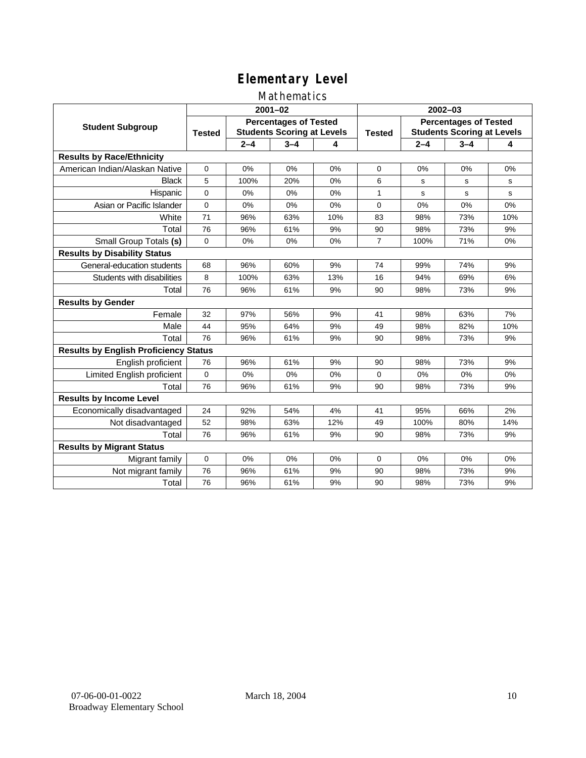# Elementary Level

## Mathematics

| Student Subgroup | 2001–02 | | | | 2002–03 | | | |
|---|---|---|---|---|---|---|---|---|
| | Tested | Percentages of Tested Students Scoring at Levels | | | Tested | Percentages of Tested Students Scoring at Levels | | |
| | | 2–4 | 3–4 | 4 | | 2–4 | 3–4 | 4 |
| **Results by Race/Ethnicity** | | | | | | | | |
| American Indian/Alaskan Native | 0 | 0% | 0% | 0% | 0 | 0% | 0% | 0% |
| Black | 5 | 100% | 20% | 0% | 6 | s | s | s |
| Hispanic | 0 | 0% | 0% | 0% | 1 | s | s | s |
| Asian or Pacific Islander | 0 | 0% | 0% | 0% | 0 | 0% | 0% | 0% |
| White | 71 | 96% | 63% | 10% | 83 | 98% | 73% | 10% |
| Total | 76 | 96% | 61% | 9% | 90 | 98% | 73% | 9% |
| Small Group Totals **(s)** | 0 | 0% | 0% | 0% | 7 | 100% | 71% | 0% |
| **Results by Disability Status** | | | | | | | | |
| General-education students | 68 | 96% | 60% | 9% | 74 | 99% | 74% | 9% |
| Students with disabilities | 8 | 100% | 63% | 13% | 16 | 94% | 69% | 6% |
| Total | 76 | 96% | 61% | 9% | 90 | 98% | 73% | 9% |
| **Results by Gender** | | | | | | | | |
| Female | 32 | 97% | 56% | 9% | 41 | 98% | 63% | 7% |
| Male | 44 | 95% | 64% | 9% | 49 | 98% | 82% | 10% |
| Total | 76 | 96% | 61% | 9% | 90 | 98% | 73% | 9% |
| **Results by English Proficiency Status** | | | | | | | | |
| English proficient | 76 | 96% | 61% | 9% | 90 | 98% | 73% | 9% |
| Limited English proficient | 0 | 0% | 0% | 0% | 0 | 0% | 0% | 0% |
| Total | 76 | 96% | 61% | 9% | 90 | 98% | 73% | 9% |
| **Results by Income Level** | | | | | | | | |
| Economically disadvantaged | 24 | 92% | 54% | 4% | 41 | 95% | 66% | 2% |
| Not disadvantaged | 52 | 98% | 63% | 12% | 49 | 100% | 80% | 14% |
| Total | 76 | 96% | 61% | 9% | 90 | 98% | 73% | 9% |
| **Results by Migrant Status** | | | | | | | | |
| Migrant family | 0 | 0% | 0% | 0% | 0 | 0% | 0% | 0% |
| Not migrant family | 76 | 96% | 61% | 9% | 90 | 98% | 73% | 9% |
| Total | 76 | 96% | 61% | 9% | 90 | 98% | 73% | 9% |

07-06-00-01-0022
Broadway Elementary School

March 18, 2004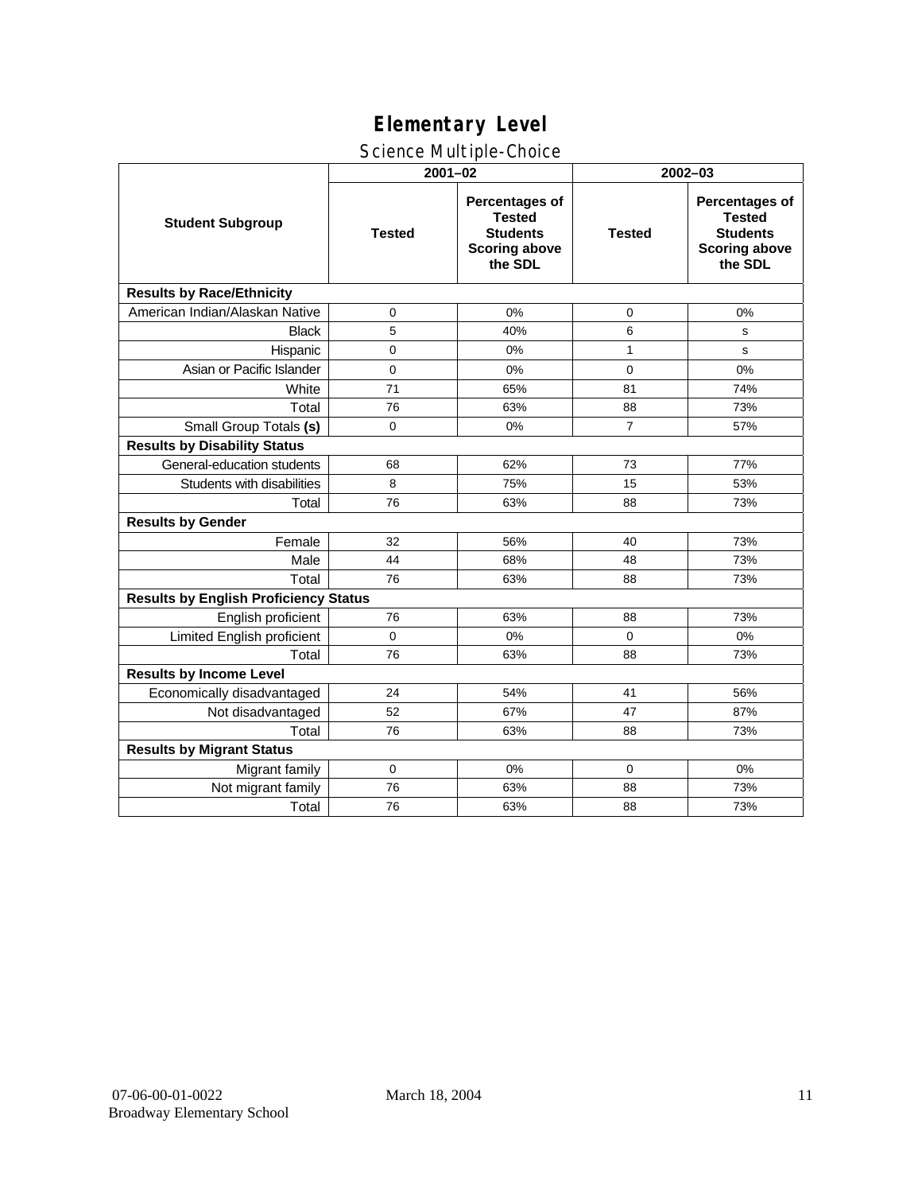# Elementary Level

## Science Multiple-Choice

| Student Subgroup | 2001–02 | | 2002–03 | |
|---|---|---|---|---|
| | Tested | Percentages of Tested Students Scoring above the SDL | Tested | Percentages of Tested Students Scoring above the SDL |
| **Results by Race/Ethnicity** | | | | |
| American Indian/Alaskan Native | 0 | 0% | 0 | 0% |
| Black | 5 | 40% | 6 | s |
| Hispanic | 0 | 0% | 1 | s |
| Asian or Pacific Islander | 0 | 0% | 0 | 0% |
| White | 71 | 65% | 81 | 74% |
| Total | 76 | 63% | 88 | 73% |
| Small Group Totals **(s)** | 0 | 0% | 7 | 57% |
| **Results by Disability Status** | | | | |
| General-education students | 68 | 62% | 73 | 77% |
| Students with disabilities | 8 | 75% | 15 | 53% |
| Total | 76 | 63% | 88 | 73% |
| **Results by Gender** | | | | |
| Female | 32 | 56% | 40 | 73% |
| Male | 44 | 68% | 48 | 73% |
| Total | 76 | 63% | 88 | 73% |
| **Results by English Proficiency Status** | | | | |
| English proficient | 76 | 63% | 88 | 73% |
| Limited English proficient | 0 | 0% | 0 | 0% |
| Total | 76 | 63% | 88 | 73% |
| **Results by Income Level** | | | | |
| Economically disadvantaged | 24 | 54% | 41 | 56% |
| Not disadvantaged | 52 | 67% | 47 | 87% |
| Total | 76 | 63% | 88 | 73% |
| **Results by Migrant Status** | | | | |
| Migrant family | 0 | 0% | 0 | 0% |
| Not migrant family | 76 | 63% | 88 | 73% |
| Total | 76 | 63% | 88 | 73% |

07-06-00-01-0022 March 18, 2004
Broadway Elementary School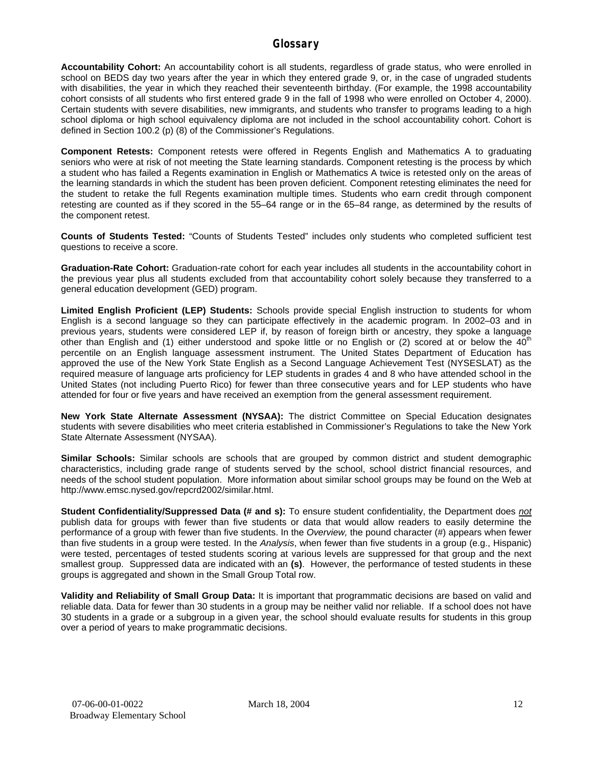# Glossary

**Accountability Cohort:** An accountability cohort is all students, regardless of grade status, who were enrolled in school on BEDS day two years after the year in which they entered grade 9, or, in the case of ungraded students with disabilities, the year in which they reached their seventeenth birthday. (For example, the 1998 accountability cohort consists of all students who first entered grade 9 in the fall of 1998 who were enrolled on October 4, 2000). Certain students with severe disabilities, new immigrants, and students who transfer to programs leading to a high school diploma or high school equivalency diploma are not included in the school accountability cohort. Cohort is defined in Section 100.2 (p) (8) of the Commissioner's Regulations.

**Component Retests:** Component retests were offered in Regents English and Mathematics A to graduating seniors who were at risk of not meeting the State learning standards. Component retesting is the process by which a student who has failed a Regents examination in English or Mathematics A twice is retested only on the areas of the learning standards in which the student has been proven deficient. Component retesting eliminates the need for the student to retake the full Regents examination multiple times. Students who earn credit through component retesting are counted as if they scored in the 55–64 range or in the 65–84 range, as determined by the results of the component retest.

**Counts of Students Tested:** "Counts of Students Tested" includes only students who completed sufficient test questions to receive a score.

**Graduation-Rate Cohort:** Graduation-rate cohort for each year includes all students in the accountability cohort in the previous year plus all students excluded from that accountability cohort solely because they transferred to a general education development (GED) program.

**Limited English Proficient (LEP) Students:** Schools provide special English instruction to students for whom English is a second language so they can participate effectively in the academic program. In 2002–03 and in previous years, students were considered LEP if, by reason of foreign birth or ancestry, they spoke a language other than English and (1) either understood and spoke little or no English or (2) scored at or below the $40^{th}$ percentile on an English language assessment instrument. The United States Department of Education has approved the use of the New York State English as a Second Language Achievement Test (NYSESLAT) as the required measure of language arts proficiency for LEP students in grades 4 and 8 who have attended school in the United States (not including Puerto Rico) for fewer than three consecutive years and for LEP students who have attended for four or five years and have received an exemption from the general assessment requirement.

**New York State Alternate Assessment (NYSAA):** The district Committee on Special Education designates students with severe disabilities who meet criteria established in Commissioner's Regulations to take the New York State Alternate Assessment (NYSAA).

**Similar Schools:** Similar schools are schools that are grouped by common district and student demographic characteristics, including grade range of students served by the school, school district financial resources, and needs of the school student population. More information about similar school groups may be found on the Web at http://www.emsc.nysed.gov/repcrd2002/similar.html.

**Student Confidentiality/Suppressed Data (# and s):** To ensure student confidentiality, the Department does *not* publish data for groups with fewer than five students or data that would allow readers to easily determine the performance of a group with fewer than five students. In the *Overview,* the pound character (#) appears when fewer than five students in a group were tested. In the *Analysis*, when fewer than five students in a group (e.g., Hispanic) were tested, percentages of tested students scoring at various levels are suppressed for that group and the next smallest group. Suppressed data are indicated with an **(s)**. However, the performance of tested students in these groups is aggregated and shown in the Small Group Total row.

**Validity and Reliability of Small Group Data:** It is important that programmatic decisions are based on valid and reliable data. Data for fewer than 30 students in a group may be neither valid nor reliable. If a school does not have 30 students in a grade or a subgroup in a given year, the school should evaluate results for students in this group over a period of years to make programmatic decisions.